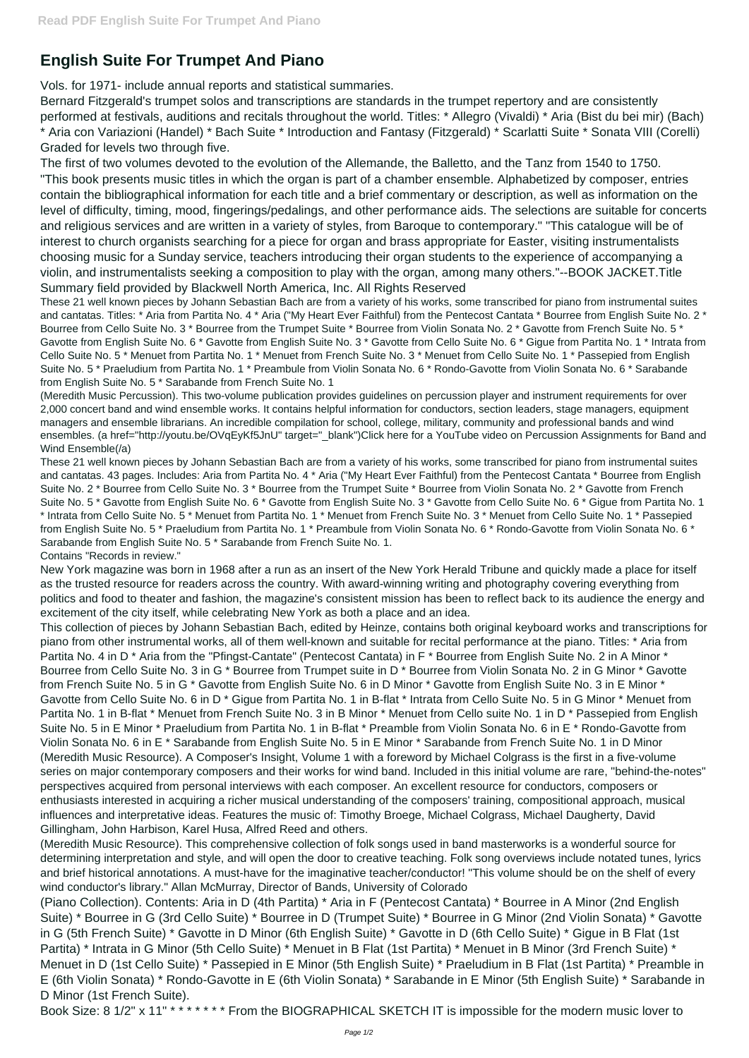# English Suite For Trumpet And Piano

Vols. for 1971- include annual reports and statistical summaries.

Bernard Fitzgerald's trumpet solos and transcriptions are standards in the trumpet repertory and are consistently performed at festivals, auditions and recitals throughout the world. Titles: * Allegro (Vivaldi) * Aria (Bist du bei mir) (Bach) * Aria con Variazioni (Handel) * Bach Suite * Introduction and Fantasy (Fitzgerald) * Scarlatti Suite * Sonata VIII (Corelli) Graded for levels two through five.

The first of two volumes devoted to the evolution of the Allemande, the Balletto, and the Tanz from 1540 to 1750.

"This book presents music titles in which the organ is part of a chamber ensemble. Alphabetized by composer, entries contain the bibliographical information for each title and a brief commentary or description, as well as information on the level of difficulty, timing, mood, fingerings/pedalings, and other performance aids. The selections are suitable for concerts and religious services and are written in a variety of styles, from Baroque to contemporary." "This catalogue will be of interest to church organists searching for a piece for organ and brass appropriate for Easter, visiting instrumentalists choosing music for a Sunday service, teachers introducing their organ students to the experience of accompanying a violin, and instrumentalists seeking a composition to play with the organ, among many others."--BOOK JACKET.Title Summary field provided by Blackwell North America, Inc. All Rights Reserved

These 21 well known pieces by Johann Sebastian Bach are from a variety of his works, some transcribed for piano from instrumental suites and cantatas. Titles: * Aria from Partita No. 4 * Aria ("My Heart Ever Faithful) from the Pentecost Cantata * Bourree from English Suite No. 2 * Bourree from Cello Suite No. 3 * Bourree from the Trumpet Suite * Bourree from Violin Sonata No. 2 * Gavotte from French Suite No. 5 * Gavotte from English Suite No. 6 * Gavotte from English Suite No. 3 * Gavotte from Cello Suite No. 6 * Gigue from Partita No. 1 * Intrata from Cello Suite No. 5 * Menuet from Partita No. 1 * Menuet from French Suite No. 3 * Menuet from Cello Suite No. 1 * Passepied from English Suite No. 5 * Praeludium from Partita No. 1 * Preambule from Violin Sonata No. 6 * Rondo-Gavotte from Violin Sonata No. 6 * Sarabande from English Suite No. 5 * Sarabande from French Suite No. 1

(Meredith Music Percussion). This two-volume publication provides guidelines on percussion player and instrument requirements for over 2,000 concert band and wind ensemble works. It contains helpful information for conductors, section leaders, stage managers, equipment managers and ensemble librarians. An incredible compilation for school, college, military, community and professional bands and wind ensembles. (a href="http://youtu.be/OVqEyKf5JnU" target="_blank")Click here for a YouTube video on Percussion Assignments for Band and Wind Ensemble(/a)

These 21 well known pieces by Johann Sebastian Bach are from a variety of his works, some transcribed for piano from instrumental suites and cantatas. 43 pages. Includes: Aria from Partita No. 4 * Aria ("My Heart Ever Faithful) from the Pentecost Cantata * Bourree from English Suite No. 2 * Bourree from Cello Suite No. 3 * Bourree from the Trumpet Suite * Bourree from Violin Sonata No. 2 * Gavotte from French Suite No. 5 * Gavotte from English Suite No. 6 * Gavotte from English Suite No. 3 * Gavotte from Cello Suite No. 6 * Gigue from Partita No. 1 * Intrata from Cello Suite No. 5 * Menuet from Partita No. 1 * Menuet from French Suite No. 3 * Menuet from Cello Suite No. 1 * Passepied from English Suite No. 5 * Praeludium from Partita No. 1 * Preambule from Violin Sonata No. 6 * Rondo-Gavotte from Violin Sonata No. 6 * Sarabande from English Suite No. 5 * Sarabande from French Suite No. 1.

Contains "Records in review."

New York magazine was born in 1968 after a run as an insert of the New York Herald Tribune and quickly made a place for itself as the trusted resource for readers across the country. With award-winning writing and photography covering everything from politics and food to theater and fashion, the magazine's consistent mission has been to reflect back to its audience the energy and excitement of the city itself, while celebrating New York as both a place and an idea.

This collection of pieces by Johann Sebastian Bach, edited by Heinze, contains both original keyboard works and transcriptions for piano from other instrumental works, all of them well-known and suitable for recital performance at the piano. Titles: * Aria from Partita No. 4 in D * Aria from the "Pfingst-Cantate" (Pentecost Cantata) in F * Bourree from English Suite No. 2 in A Minor * Bourree from Cello Suite No. 3 in G * Bourree from Trumpet suite in D * Bourree from Violin Sonata No. 2 in G Minor * Gavotte from French Suite No. 5 in G * Gavotte from English Suite No. 6 in D Minor * Gavotte from English Suite No. 3 in E Minor * Gavotte from Cello Suite No. 6 in D * Gigue from Partita No. 1 in B-flat * Intrata from Cello Suite No. 5 in G Minor * Menuet from Partita No. 1 in B-flat * Menuet from French Suite No. 3 in B Minor * Menuet from Cello suite No. 1 in D * Passepied from English Suite No. 5 in E Minor * Praeludium from Partita No. 1 in B-flat * Preamble from Violin Sonata No. 6 in E * Rondo-Gavotte from Violin Sonata No. 6 in E * Sarabande from English Suite No. 5 in E Minor * Sarabande from French Suite No. 1 in D Minor

(Meredith Music Resource). A Composer's Insight, Volume 1 with a foreword by Michael Colgrass is the first in a five-volume series on major contemporary composers and their works for wind band. Included in this initial volume are rare, "behind-the-notes" perspectives acquired from personal interviews with each composer. An excellent resource for conductors, composers or enthusiasts interested in acquiring a richer musical understanding of the composers' training, compositional approach, musical influences and interpretative ideas. Features the music of: Timothy Broege, Michael Colgrass, Michael Daugherty, David Gillingham, John Harbison, Karel Husa, Alfred Reed and others.

(Meredith Music Resource). This comprehensive collection of folk songs used in band masterworks is a wonderful source for determining interpretation and style, and will open the door to creative teaching. Folk song overviews include notated tunes, lyrics and brief historical annotations. A must-have for the imaginative teacher/conductor! "This volume should be on the shelf of every wind conductor's library." Allan McMurray, Director of Bands, University of Colorado

(Piano Collection). Contents: Aria in D (4th Partita) * Aria in F (Pentecost Cantata) * Bourree in A Minor (2nd English Suite) * Bourree in G (3rd Cello Suite) * Bourree in D (Trumpet Suite) * Bourree in G Minor (2nd Violin Sonata) * Gavotte in G (5th French Suite) * Gavotte in D Minor (6th English Suite) * Gavotte in D (6th Cello Suite) * Gigue in B Flat (1st Partita) * Intrata in G Minor (5th Cello Suite) * Menuet in B Flat (1st Partita) * Menuet in B Minor (3rd French Suite) * Menuet in D (1st Cello Suite) * Passepied in E Minor (5th English Suite) * Praeludium in B Flat (1st Partita) * Preamble in E (6th Violin Sonata) * Rondo-Gavotte in E (6th Violin Sonata) * Sarabande in E Minor (5th English Suite) * Sarabande in D Minor (1st French Suite).

Book Size: 8 1/2" x 11" * * * * * * * From the BIOGRAPHICAL SKETCH IT is impossible for the modern music lover to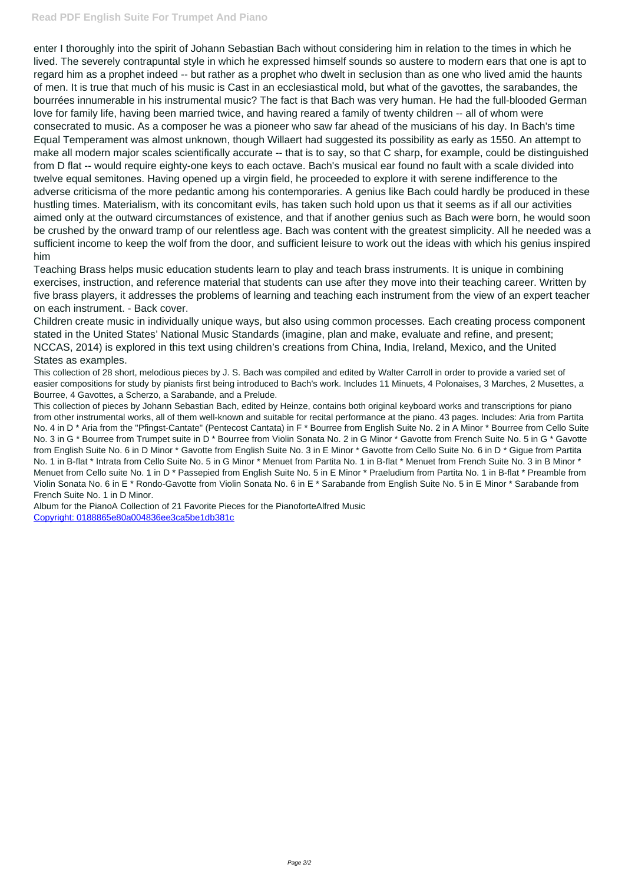enter I thoroughly into the spirit of Johann Sebastian Bach without considering him in relation to the times in which he lived. The severely contrapuntal style in which he expressed himself sounds so austere to modern ears that one is apt to regard him as a prophet indeed -- but rather as a prophet who dwelt in seclusion than as one who lived amid the haunts of men. It is true that much of his music is Cast in an ecclesiastical mold, but what of the gavottes, the sarabandes, the bourrées innumerable in his instrumental music? The fact is that Bach was very human. He had the full-blooded German love for family life, having been married twice, and having reared a family of twenty children -- all of whom were consecrated to music. As a composer he was a pioneer who saw far ahead of the musicians of his day. In Bach's time Equal Temperament was almost unknown, though Willaert had suggested its possibility as early as 1550. An attempt to make all modern major scales scientifically accurate -- that is to say, so that C sharp, for example, could be distinguished from D flat -- would require eighty-one keys to each octave. Bach's musical ear found no fault with a scale divided into twelve equal semitones. Having opened up a virgin field, he proceeded to explore it with serene indifference to the adverse criticisma of the more pedantic among his contemporaries. A genius like Bach could hardly be produced in these hustling times. Materialism, with its concomitant evils, has taken such hold upon us that it seems as if all our activities aimed only at the outward circumstances of existence, and that if another genius such as Bach were born, he would soon be crushed by the onward tramp of our relentless age. Bach was content with the greatest simplicity. All he needed was a sufficient income to keep the wolf from the door, and sufficient leisure to work out the ideas with which his genius inspired him

Teaching Brass helps music education students learn to play and teach brass instruments. It is unique in combining exercises, instruction, and reference material that students can use after they move into their teaching career. Written by five brass players, it addresses the problems of learning and teaching each instrument from the view of an expert teacher on each instrument. - Back cover.

Children create music in individually unique ways, but also using common processes. Each creating process component stated in the United States' National Music Standards (imagine, plan and make, evaluate and refine, and present; NCCAS, 2014) is explored in this text using children's creations from China, India, Ireland, Mexico, and the United States as examples.

This collection of 28 short, melodious pieces by J. S. Bach was compiled and edited by Walter Carroll in order to provide a varied set of easier compositions for study by pianists first being introduced to Bach's work. Includes 11 Minuets, 4 Polonaises, 3 Marches, 2 Musettes, a Bourree, 4 Gavottes, a Scherzo, a Sarabande, and a Prelude.

This collection of pieces by Johann Sebastian Bach, edited by Heinze, contains both original keyboard works and transcriptions for piano from other instrumental works, all of them well-known and suitable for recital performance at the piano. 43 pages. Includes: Aria from Partita No. 4 in D * Aria from the "Pfingst-Cantate" (Pentecost Cantata) in F * Bourree from English Suite No. 2 in A Minor * Bourree from Cello Suite No. 3 in G * Bourree from Trumpet suite in D * Bourree from Violin Sonata No. 2 in G Minor * Gavotte from French Suite No. 5 in G * Gavotte from English Suite No. 6 in D Minor * Gavotte from English Suite No. 3 in E Minor * Gavotte from Cello Suite No. 6 in D * Gigue from Partita No. 1 in B-flat * Intrata from Cello Suite No. 5 in G Minor * Menuet from Partita No. 1 in B-flat * Menuet from French Suite No. 3 in B Minor * Menuet from Cello suite No. 1 in D * Passepied from English Suite No. 5 in E Minor * Praeludium from Partita No. 1 in B-flat * Preamble from Violin Sonata No. 6 in E * Rondo-Gavotte from Violin Sonata No. 6 in E * Sarabande from English Suite No. 5 in E Minor * Sarabande from French Suite No. 1 in D Minor.

Album for the PianoA Collection of 21 Favorite Pieces for the PianoforteAlfred Music

Copyright: 0188865e80a004836ee3ca5be1db381c